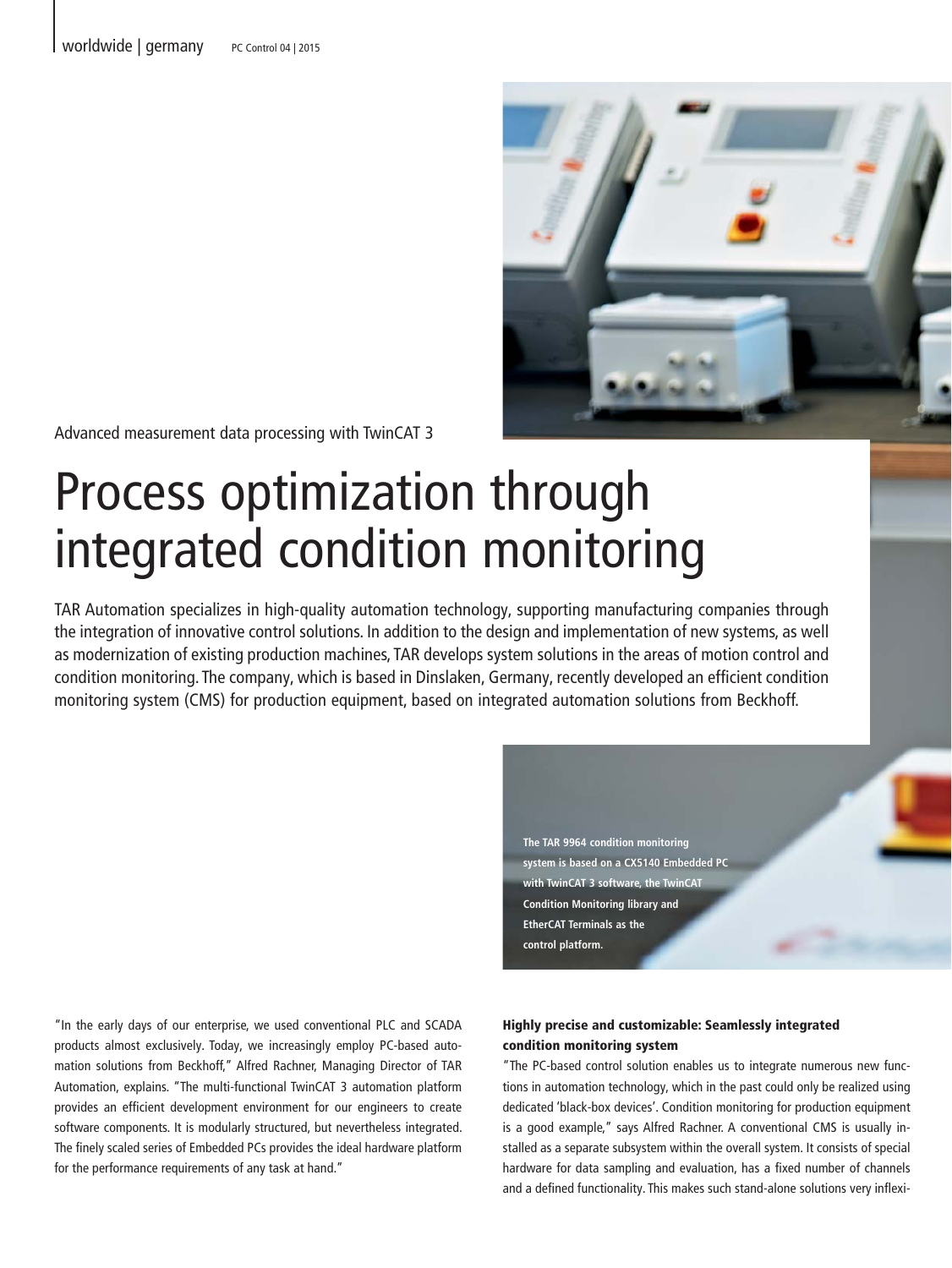Advanced measurement data processing with TwinCAT 3

# Process optimization through integrated condition monitoring

TAR Automation specializes in high-quality automation technology, supporting manufacturing companies through the integration of innovative control solutions. In addition to the design and implementation of new systems, as well as modernization of existing production machines, TAR develops system solutions in the areas of motion control and condition monitoring. The company, which is based in Dinslaken, Germany, recently developed an efficient condition monitoring system (CMS) for production equipment, based on integrated automation solutions from Beckhoff.

**The TAR 9964 condition monitoring system is based on a CX5140 Embedded PC with TwinCAT 3 software, the TwinCAT Condition Monitoring library and EtherCAT Terminals as the control platform.**

"In the early days of our enterprise, we used conventional PLC and SCADA products almost exclusively. Today, we increasingly employ PC-based automation solutions from Beckhoff," Alfred Rachner, Managing Director of TAR Automation, explains. "The multi-functional TwinCAT 3 automation platform provides an efficient development environment for our engineers to create software components. It is modularly structured, but nevertheless integrated. The finely scaled series of Embedded PCs provides the ideal hardware platform for the performance requirements of any task at hand."

#### Highly precise and customizable: Seamlessly integrated condition monitoring system

"The PC-based control solution enables us to integrate numerous new functions in automation technology, which in the past could only be realized using dedicated 'black-box devices'. Condition monitoring for production equipment is a good example," says Alfred Rachner. A conventional CMS is usually installed as a separate subsystem within the overall system. It consists of special hardware for data sampling and evaluation, has a fixed number of channels and a defined functionality. This makes such stand-alone solutions very inflexi-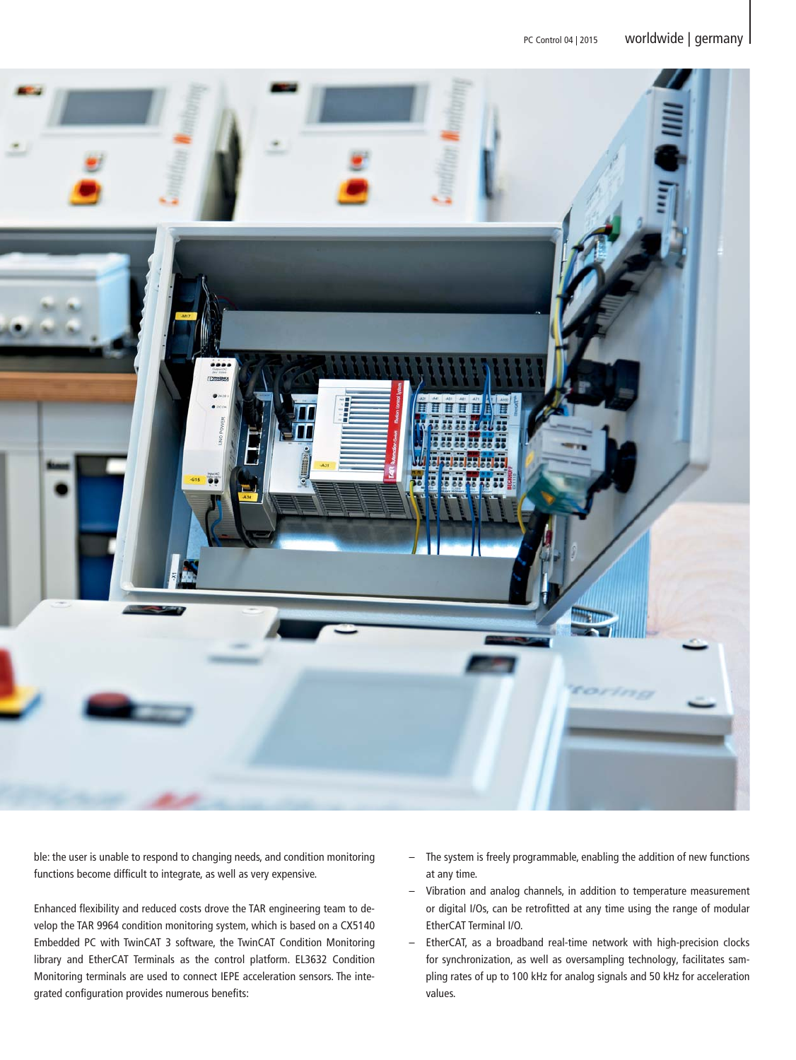ble: the user is unable to respond to changing needs, and condition monitoring functions become difficult to integrate, as well as very expensive.

Enhanced flexibility and reduced costs drove the TAR engineering team to develop the TAR 9964 condition monitoring system, which is based on a CX5140 Embedded PC with TwinCAT 3 software, the TwinCAT Condition Monitoring library and EtherCAT Terminals as the control platform. EL3632 Condition Monitoring terminals are used to connect IEPE acceleration sensors. The integrated configuration provides numerous benefits:

- The system is freely programmable, enabling the addition of new functions at any time.
- Vibration and analog channels, in addition to temperature measurement or digital I/Os, can be retrofitted at any time using the range of modular EtherCAT Terminal I/O.
- EtherCAT, as a broadband real-time network with high-precision clocks for synchronization, as well as oversampling technology, facilitates sampling rates of up to 100 kHz for analog signals and 50 kHz for acceleration values.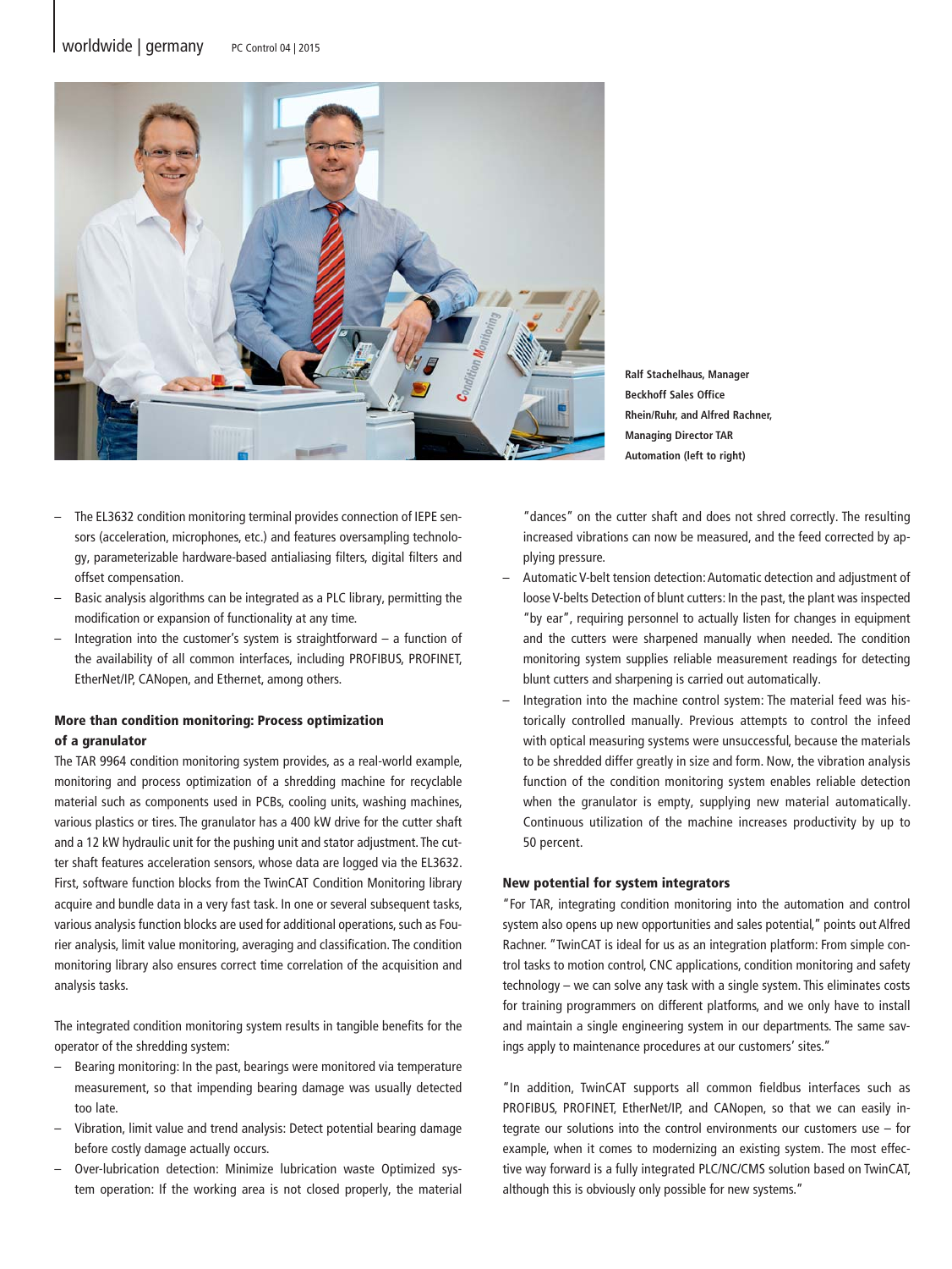Ralf Stachelhaus, Manager Beckhoff Sales Office Rhein/Ruhr, and Alfred Rachner, Managing Director TAR Automation (left to right)

- The EL3632 condition monitoring terminal provides connection of IEPE sensors (acceleration, microphones, etc.) and features oversampling technology, parameterizable hardware-based antialiasing filters, digital filters and offset compensation.
- Basic analysis algorithms can be integrated as a PLC library, permitting the modification or expansion of functionality at any time.
- Integration into the customer's system is straightforward – a function of the availability of all common interfaces, including PROFIBUS, PROFINET, EtherNet/IP, CANopen, and Ethernet, among others.

## More than condition monitoring: Process optimization of a granulator

The TAR 9964 condition monitoring system provides, as a real-world example, monitoring and process optimization of a shredding machine for recyclable material such as components used in PCBs, cooling units, washing machines, various plastics or tires. The granulator has a 400 kW drive for the cutter shaft and a 12 kW hydraulic unit for the pushing unit and stator adjustment. The cutter shaft features acceleration sensors, whose data are logged via the EL3632. First, software function blocks from the TwinCAT Condition Monitoring library acquire and bundle data in a very fast task. In one or several subsequent tasks, various analysis function blocks are used for additional operations, such as Fourier analysis, limit value monitoring, averaging and classification. The condition monitoring library also ensures correct time correlation of the acquisition and analysis tasks.

The integrated condition monitoring system results in tangible benefits for the operator of the shredding system:

- Bearing monitoring: In the past, bearings were monitored via temperature measurement, so that impending bearing damage was usually detected too late.
- Vibration, limit value and trend analysis: Detect potential bearing damage before costly damage actually occurs.
- Over-lubrication detection: Minimize lubrication waste Optimized system operation: If the working area is not closed properly, the material "dances" on the cutter shaft and does not shred correctly. The resulting increased vibrations can now be measured, and the feed corrected by applying pressure.
- Automatic V-belt tension detection: Automatic detection and adjustment of loose V-belts Detection of blunt cutters: In the past, the plant was inspected "by ear", requiring personnel to actually listen for changes in equipment and the cutters were sharpened manually when needed. The condition monitoring system supplies reliable measurement readings for detecting blunt cutters and sharpening is carried out automatically.
- Integration into the machine control system: The material feed was historically controlled manually. Previous attempts to control the infeed with optical measuring systems were unsuccessful, because the materials to be shredded differ greatly in size and form. Now, the vibration analysis function of the condition monitoring system enables reliable detection when the granulator is empty, supplying new material automatically. Continuous utilization of the machine increases productivity by up to 50 percent.

## New potential for system integrators

"For TAR, integrating condition monitoring into the automation and control system also opens up new opportunities and sales potential," points out Alfred Rachner. "TwinCAT is ideal for us as an integration platform: From simple control tasks to motion control, CNC applications, condition monitoring and safety technology – we can solve any task with a single system. This eliminates costs for training programmers on different platforms, and we only have to install and maintain a single engineering system in our departments. The same savings apply to maintenance procedures at our customers' sites."

"In addition, TwinCAT supports all common fieldbus interfaces such as PROFIBUS, PROFINET, EtherNet/IP, and CANopen, so that we can easily integrate our solutions into the control environments our customers use – for example, when it comes to modernizing an existing system. The most effective way forward is a fully integrated PLC/NC/CMS solution based on TwinCAT, although this is obviously only possible for new systems."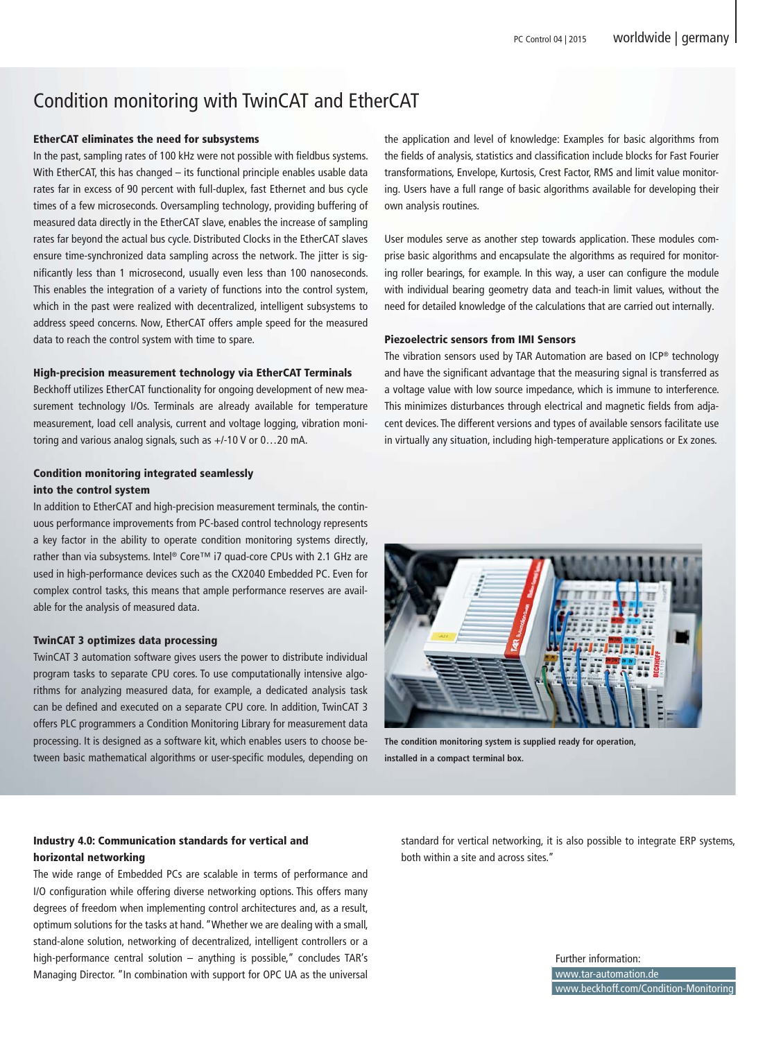# Condition monitoring with TwinCAT and EtherCAT

**EtherCAT eliminates the need for subsystems**

In the past, sampling rates of 100 kHz were not possible with fieldbus systems. With EtherCAT, this has changed – its functional principle enables usable data rates far in excess of 90 percent with full-duplex, fast Ethernet and bus cycle times of a few microseconds. Oversampling technology, providing buffering of measured data directly in the EtherCAT slave, enables the increase of sampling rates far beyond the actual bus cycle. Distributed Clocks in the EtherCAT slaves ensure time-synchronized data sampling across the network. The jitter is significantly less than 1 microsecond, usually even less than 100 nanoseconds. This enables the integration of a variety of functions into the control system, which in the past were realized with decentralized, intelligent subsystems to address speed concerns. Now, EtherCAT offers ample speed for the measured data to reach the control system with time to spare.

**High-precision measurement technology via EtherCAT Terminals**

Beckhoff utilizes EtherCAT functionality for ongoing development of new measurement technology I/Os. Terminals are already available for temperature measurement, load cell analysis, current and voltage logging, vibration monitoring and various analog signals, such as +/-10 V or 0…20 mA.

**Condition monitoring integrated seamlessly into the control system**

In addition to EtherCAT and high-precision measurement terminals, the continuous performance improvements from PC-based control technology represents a key factor in the ability to operate condition monitoring systems directly, rather than via subsystems. Intel® Core™ i7 quad-core CPUs with 2.1 GHz are used in high-performance devices such as the CX2040 Embedded PC. Even for complex control tasks, this means that ample performance reserves are available for the analysis of measured data.

**TwinCAT 3 optimizes data processing**

TwinCAT 3 automation software gives users the power to distribute individual program tasks to separate CPU cores. To use computationally intensive algorithms for analyzing measured data, for example, a dedicated analysis task can be defined and executed on a separate CPU core. In addition, TwinCAT 3 offers PLC programmers a Condition Monitoring Library for measurement data processing. It is designed as a software kit, which enables users to choose between basic mathematical algorithms or user-specific modules, depending on the application and level of knowledge: Examples for basic algorithms from the fields of analysis, statistics and classification include blocks for Fast Fourier transformations, Envelope, Kurtosis, Crest Factor, RMS and limit value monitoring. Users have a full range of basic algorithms available for developing their own analysis routines.

User modules serve as another step towards application. These modules comprise basic algorithms and encapsulate the algorithms as required for monitoring roller bearings, for example. In this way, a user can configure the module with individual bearing geometry data and teach-in limit values, without the need for detailed knowledge of the calculations that are carried out internally.

**Piezoelectric sensors from IMI Sensors**

The vibration sensors used by TAR Automation are based on ICP® technology and have the significant advantage that the measuring signal is transferred as a voltage value with low source impedance, which is immune to interference. This minimizes disturbances through electrical and magnetic fields from adjacent devices. The different versions and types of available sensors facilitate use in virtually any situation, including high-temperature applications or Ex zones.

**The condition monitoring system is supplied ready for operation, installed in a compact terminal box.**

**Industry 4.0: Communication standards for vertical and horizontal networking**

The wide range of Embedded PCs are scalable in terms of performance and I/O configuration while offering diverse networking options. This offers many degrees of freedom when implementing control architectures and, as a result, optimum solutions for the tasks at hand. "Whether we are dealing with a small, stand-alone solution, networking of decentralized, intelligent controllers or a high-performance central solution – anything is possible," concludes TAR's Managing Director. "In combination with support for OPC UA as the universal standard for vertical networking, it is also possible to integrate ERP systems, both within a site and across sites."

Further information:
www.tar-automation.de
www.beckhoff.com/Condition-Monitoring